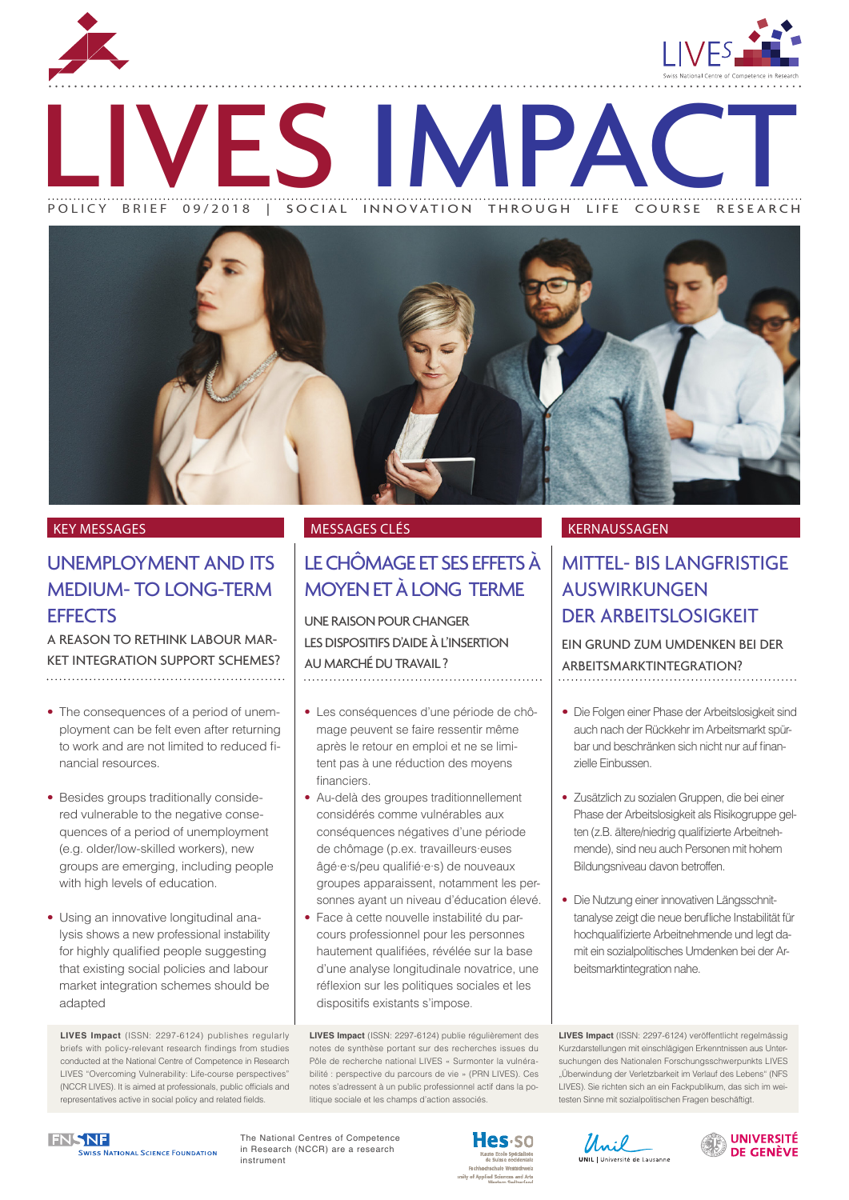# LIVES IMPACT

POLICY BRIEF 09/2018 | SOCIAL INNOVATION THROUGH LIFE COURSE RESEARCH

## KEY MESSAGES

### UNEMPLOYMENT AND ITS MEDIUM- TO LONG-TERM EFFECTS

A REASON TO RETHINK LABOUR MARKET INTEGRATION SUPPORT SCHEMES?

- The consequences of a period of unemployment can be felt even after returning to work and are not limited to reduced financial resources.
- Besides groups traditionally considered vulnerable to the negative consequences of a period of unemployment (e.g. older/low-skilled workers), new groups are emerging, including people with high levels of education.
- Using an innovative longitudinal analysis shows a new professional instability for highly qualified people suggesting that existing social policies and labour market integration schemes should be adapted

**LIVES Impact** (ISSN: 2297-6124) publishes regularly briefs with policy-relevant research findings from studies conducted at the National Centre of Competence in Research LIVES "Overcoming Vulnerability: Life-course perspectives" (NCCR LIVES). It is aimed at professionals, public officials and representatives active in social policy and related fields.

## MESSAGES CLÉS

### LE CHÔMAGE ET SES EFFETS À MOYEN ET À LONG TERME

UNE RAISON POUR CHANGER LES DISPOSITIFS D'AIDE À L'INSERTION AU MARCHÉ DU TRAVAIL ?

- Les conséquences d'une période de chômage peuvent se faire ressentir même après le retour en emploi et ne se limitent pas à une réduction des moyens financiers.
- Au-delà des groupes traditionnellement considérés comme vulnérables aux conséquences négatives d'une période de chômage (p.ex. travailleurs·euses âgé·e·s/peu qualifié·e·s) de nouveaux groupes apparaissent, notamment les personnes ayant un niveau d'éducation élevé.
- Face à cette nouvelle instabilité du parcours professionnel pour les personnes hautement qualifiées, révélée sur la base d'une analyse longitudinale novatrice, une réflexion sur les politiques sociales et les dispositifs existants s'impose.

**LIVES Impact** (ISSN: 2297-6124) publie régulièrement des notes de synthèse portant sur des recherches issues du Pôle de recherche national LIVES « Surmonter la vulnérabilité : perspective du parcours de vie » (PRN LIVES). Ces notes s'adressent à un public professionnel actif dans la politique sociale et les champs d'action associés.

## KERNAUSSAGEN

### MITTEL- BIS LANGFRISTIGE AUSWIRKUNGEN DER ARBEITSLOSIGKEIT

EIN GRUND ZUM UMDENKEN BEI DER ARBEITSMARKTINTEGRATION?

- Die Folgen einer Phase der Arbeitslosigkeit sind auch nach der Rückkehr im Arbeitsmarkt spürbar und beschränken sich nicht nur auf finanzielle Einbussen.
- Zusätzlich zu sozialen Gruppen, die bei einer Phase der Arbeitslosigkeit als Risikogruppe gelten (z.B. ältere/niedrig qualifizierte Arbeitnehmende), sind neu auch Personen mit hohem Bildungsniveau davon betroffen.
- Die Nutzung einer innovativen Längsschnittanalyse zeigt die neue berufliche Instabilität für hochqualifizierte Arbeitnehmende und legt damit ein sozialpolitisches Umdenken bei der Arbeitsmarktintegration nahe.

**LIVES Impact** (ISSN: 2297-6124) veröffentlicht regelmässig Kurzdarstellungen mit einschlägigen Erkenntnissen aus Untersuchungen des Nationalen Forschungsschwerpunkts LIVES „Überwindung der Verletzbarkeit im Verlauf des Lebens" (NFS LIVES). Sie richten sich an ein Fackpublikum, das sich im weitesten Sinne mit sozialpolitischen Fragen beschäftigt.

The National Centres of Competence in Research (NCCR) are a research instrument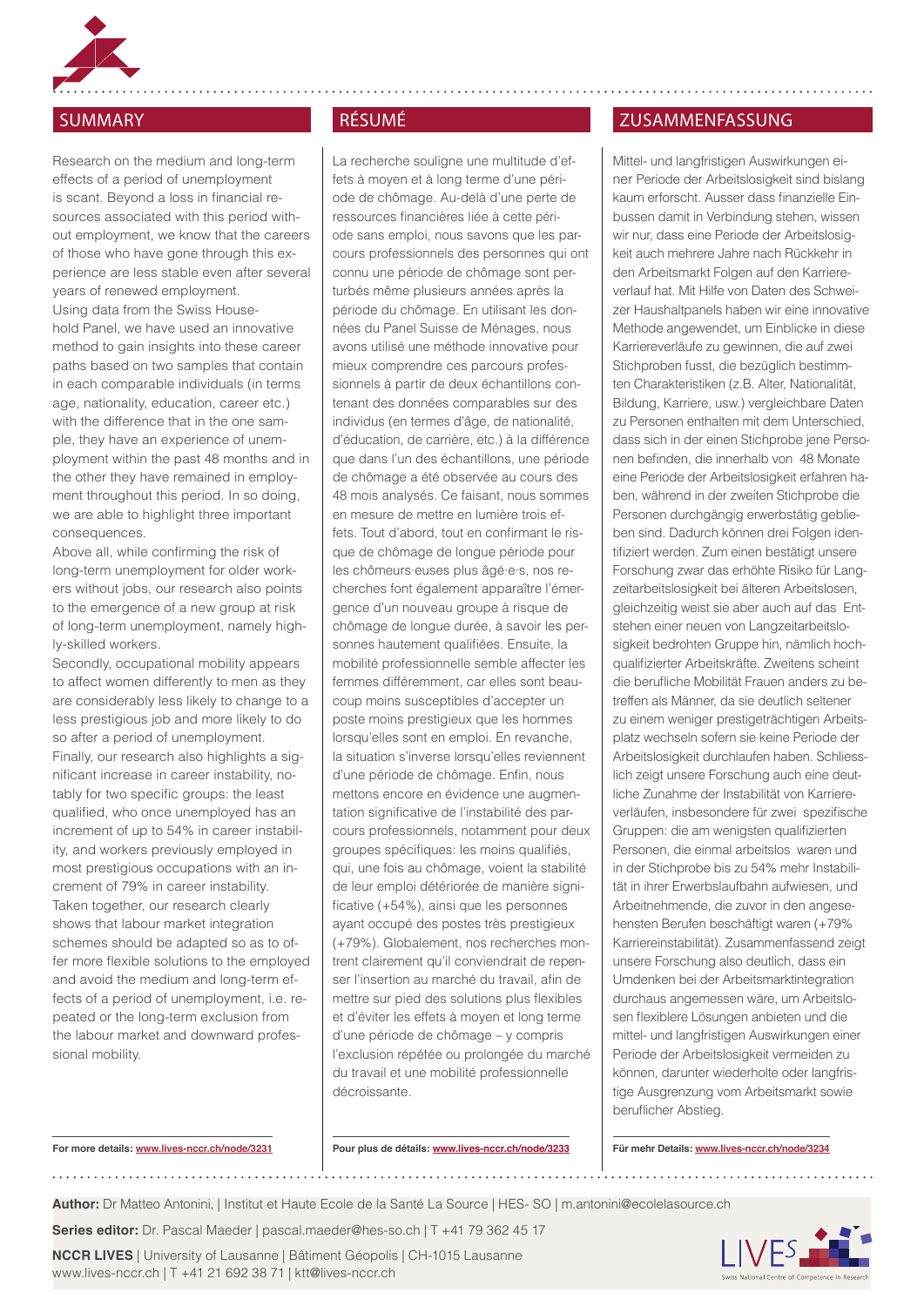## SUMMARY

Research on the medium and long-term effects of a period of unemployment is scant. Beyond a loss in financial resources associated with this period without employment, we know that the careers of those who have gone through this experience are less stable even after several years of renewed employment.

Using data from the Swiss Household Panel, we have used an innovative method to gain insights into these career paths based on two samples that contain in each comparable individuals (in terms age, nationality, education, career etc.) with the difference that in the one sample, they have an experience of unemployment within the past 48 months and in the other they have remained in employment throughout this period. In so doing, we are able to highlight three important consequences.

Above all, while confirming the risk of long-term unemployment for older workers without jobs, our research also points to the emergence of a new group at risk of long-term unemployment, namely highly-skilled workers.

Secondly, occupational mobility appears to affect women differently to men as they are considerably less likely to change to a less prestigious job and more likely to do so after a period of unemployment.

Finally, our research also highlights a significant increase in career instability, notably for two specific groups: the least qualified, who once unemployed has an increment of up to 54% in career instability, and workers previously employed in most prestigious occupations with an increment of 79% in career instability.

Taken together, our research clearly shows that labour market integration schemes should be adapted so as to offer more flexible solutions to the employed and avoid the medium and long-term effects of a period of unemployment, i.e. repeated or the long-term exclusion from the labour market and downward professional mobility.

**For more details: www.lives-nccr.ch/node/3231**

## RÉSUMÉ

La recherche souligne une multitude d'effets à moyen et à long terme d'une période de chômage. Au-delà d'une perte de ressources financières liée à cette période sans emploi, nous savons que les parcours professionnels des personnes qui ont connu une période de chômage sont perturbés même plusieurs années après la période du chômage. En utilisant les données du Panel Suisse de Ménages, nous avons utilisé une méthode innovative pour mieux comprendre ces parcours professionnels à partir de deux échantillons contenant des données comparables sur des individus (en termes d'âge, de nationalité, d'éducation, de carrière, etc.) à la différence que dans l'un des échantillons, une période de chômage a été observée au cours des 48 mois analysés. Ce faisant, nous sommes en mesure de mettre en lumière trois effets. Tout d'abord, tout en confirmant le risque de chômage de longue période pour les chômeurs·euses plus âgé·e·s, nos recherches font également apparaître l'émergence d'un nouveau groupe à risque de chômage de longue durée, à savoir les personnes hautement qualifiées. Ensuite, la mobilité professionnelle semble affecter les femmes différemment, car elles sont beaucoup moins susceptibles d'accepter un poste moins prestigieux que les hommes lorsqu'elles sont en emploi. En revanche, la situation s'inverse lorsqu'elles reviennent d'une période de chômage. Enfin, nous mettons encore en évidence une augmentation significative de l'instabilité des parcours professionnels, notamment pour deux groupes spécifiques: les moins qualifiés, qui, une fois au chômage, voient la stabilité de leur emploi détériorée de manière significative (+54%), ainsi que les personnes ayant occupé des postes très prestigieux (+79%). Globalement, nos recherches montrent clairement qu'il conviendrait de repenser l'insertion au marché du travail, afin de mettre sur pied des solutions plus flexibles et d'éviter les effets à moyen et long terme d'une période de chômage – y compris l'exclusion répétée ou prolongée du marché du travail et une mobilité professionnelle décroissante.

**Pour plus de détails: www.lives-nccr.ch/node/3233**

## ZUSAMMENFASSUNG

Mittel- und langfristigen Auswirkungen einer Periode der Arbeitslosigkeit sind bislang kaum erforscht. Ausser dass finanzielle Einbussen damit in Verbindung stehen, wissen wir nur, dass eine Periode der Arbeitslosigkeit auch mehrere Jahre nach Rückkehr in den Arbeitsmarkt Folgen auf den Karriereverlauf hat. Mit Hilfe von Daten des Schweizer Haushaltpanels haben wir eine innovative Methode angewendet, um Einblicke in diese Karriereverläufe zu gewinnen, die auf zwei Stichproben fusst, die bezüglich bestimmten Charakteristiken (z.B. Alter, Nationalität, Bildung, Karriere, usw.) vergleichbare Daten zu Personen enthalten mit dem Unterschied, dass sich in der einen Stichprobe jene Personen befinden, die innerhalb von 48 Monate eine Periode der Arbeitslosigkeit erfahren haben, während in der zweiten Stichprobe die Personen durchgängig erwerbstätig geblieben sind. Dadurch können drei Folgen identifiziert werden. Zum einen bestätigt unsere Forschung zwar das erhöhte Risiko für Langzeitarbeitslosigkeit bei älteren Arbeitslosen, gleichzeitig weist sie aber auch auf das Entstehen einer neuen von Langzeitarbeitslosigkeit bedrohten Gruppe hin, nämlich hochqualifizierter Arbeitskräfte. Zweitens scheint die berufliche Mobilität Frauen anders zu betreffen als Männer, da sie deutlich seltener zu einem weniger prestigeträchtigen Arbeitsplatz wechseln sofern sie keine Periode der Arbeitslosigkeit durchlaufen haben. Schliesslich zeigt unsere Forschung auch eine deutliche Zunahme der Instabilität von Karriereverläufen, insbesondere für zwei spezifische Gruppen: die am wenigsten qualifizierten Personen, die einmal arbeitslos waren und in der Stichprobe bis zu 54% mehr Instabilität in ihrer Erwerbslaufbahn aufwiesen, und Arbeitnehmende, die zuvor in der angesehensten Berufen beschäftigt waren (+79% Karriereinstabilität). Zusammenfassend zeigt unsere Forschung also deutlich, dass ein Umdenken bei der Arbeitsmarktintegration durchaus angemessen wäre, um Arbeitslosen flexiblere Lösungen anbieten und die mittel- und langfristigen Auswirkungen einer Periode der Arbeitslosigkeit vermeiden zu können, darunter wiederholte oder langfristige Ausgrenzung vom Arbeitsmarkt sowie beruflicher Abstieg.

**Für mehr Details: www.lives-nccr.ch/node/3234**

---

**Author:** Dr Matteo Antonini, | Institut et Haute Ecole de la Santé La Source | HES- SO | m.antonini@ecolelasource.ch

**Series editor:** Dr. Pascal Maeder | pascal.maeder@hes-so.ch | T +41 79 362 45 17

**NCCR LIVES** | University of Lausanne | Bâtiment Géopolis | CH-1015 Lausanne
www.lives-nccr.ch | T +41 21 692 38 71 | ktt@lives-nccr.ch

LIVES – Swiss National Centre of Competence in Research